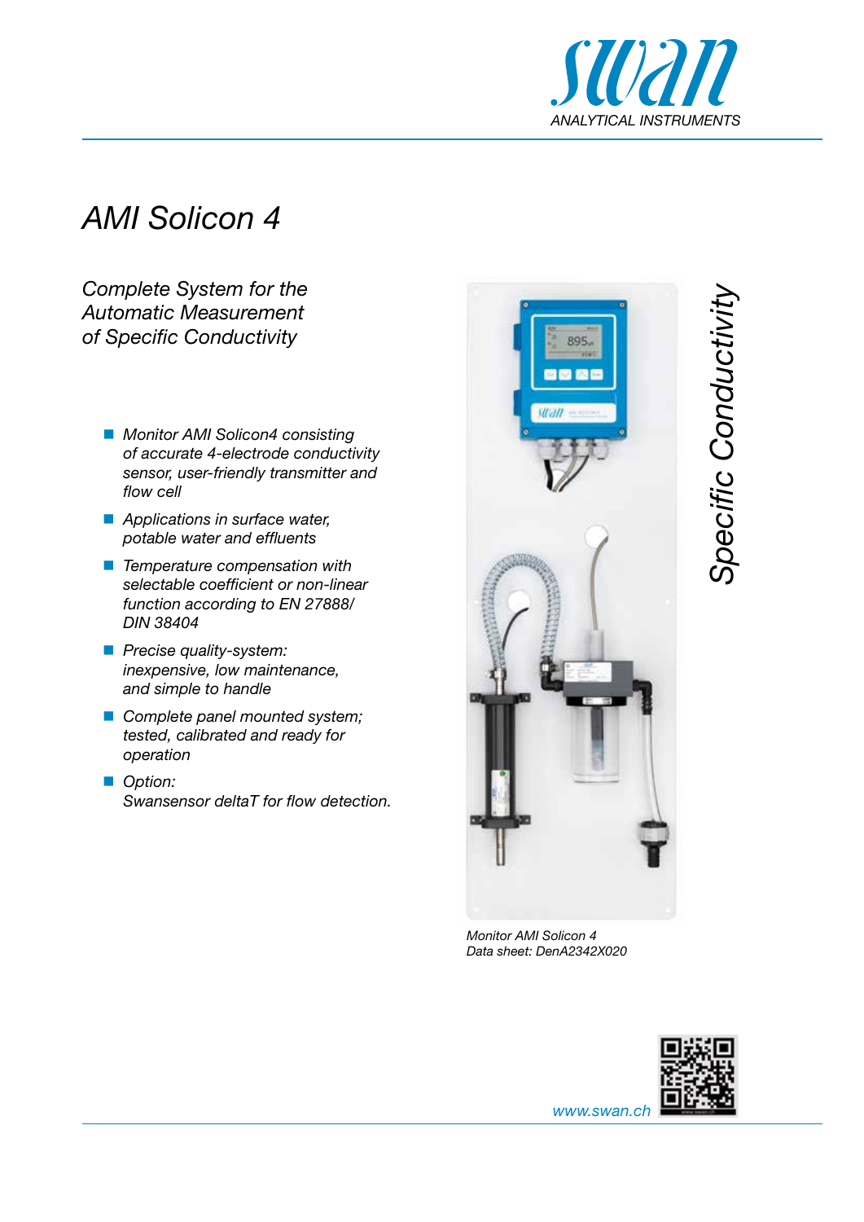swan
ANALYTICAL INSTRUMENTS

# AMI Solicon 4

## *Complete System for the Automatic Measurement of Specific Conductivity*

- *Monitor AMI Solicon4 consisting of accurate 4-electrode conductivity sensor, user-friendly transmitter and flow cell*
- *Applications in surface water, potable water and effluents*
- *Temperature compensation with selectable coefficient or non-linear function according to EN 27888/ DIN 38404*
- *Precise quality-system: inexpensive, low maintenance, and simple to handle*
- *Complete panel mounted system; tested, calibrated and ready for operation*
- *Option: Swansensor deltaT for flow detection.*

*Specific Conductivity*

*Monitor AMI Solicon 4*
*Data sheet: DenA2342X020*

www.swan.ch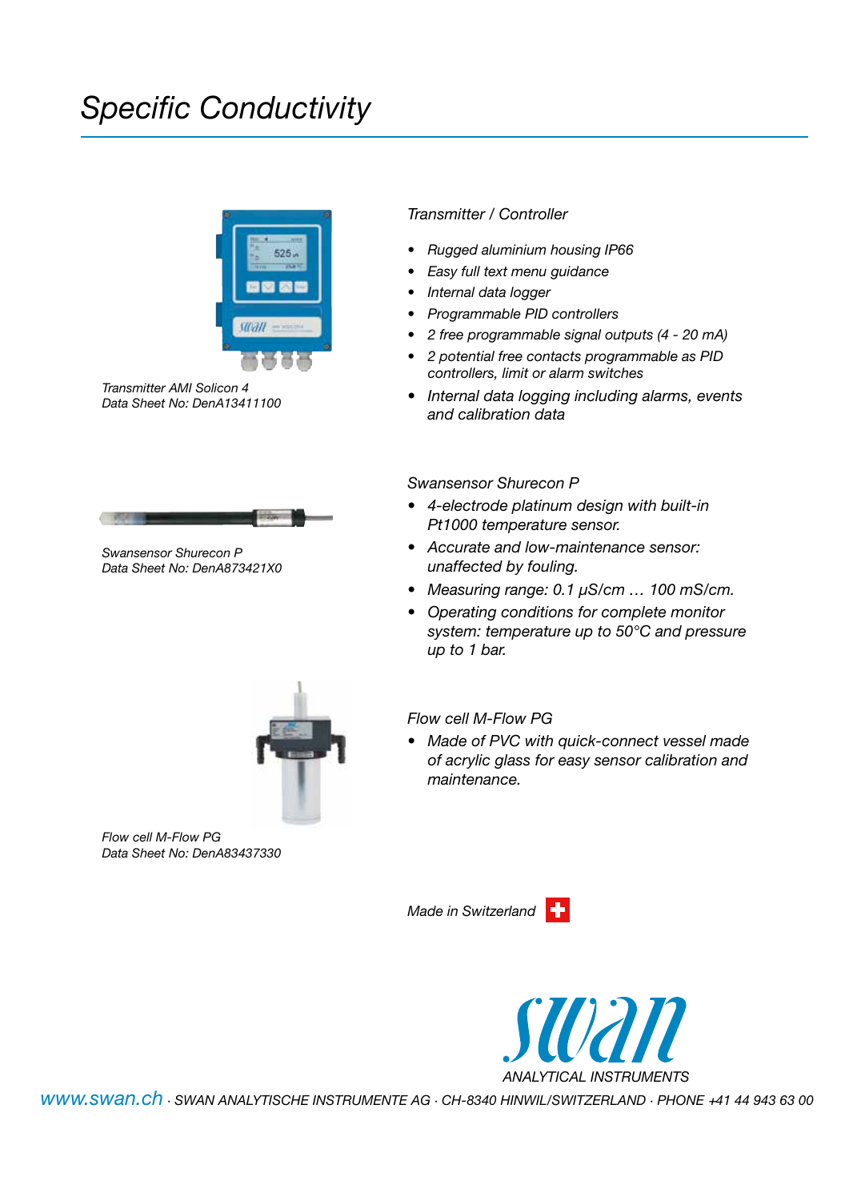# Specific Conductivity

Transmitter AMI Solicon 4
Data Sheet No: DenA13411100

*Transmitter / Controller*

- *Rugged aluminium housing IP66*
- *Easy full text menu guidance*
- *Internal data logger*
- *Programmable PID controllers*
- *2 free programmable signal outputs (4 - 20 mA)*
- *2 potential free contacts programmable as PID controllers, limit or alarm switches*
- *Internal data logging including alarms, events and calibration data*

Swansensor Shurecon P
Data Sheet No: DenA873421X0

*Swansensor Shurecon P*

- *4-electrode platinum design with built-in Pt1000 temperature sensor.*
- *Accurate and low-maintenance sensor: unaffected by fouling.*
- *Measuring range: 0.1 µS/cm … 100 mS/cm.*
- *Operating conditions for complete monitor system: temperature up to 50°C and pressure up to 1 bar.*

Flow cell M-Flow PG
Data Sheet No: DenA83437330

*Flow cell M-Flow PG*

- *Made of PVC with quick-connect vessel made of acrylic glass for easy sensor calibration and maintenance.*

*Made in Switzerland*

swan
ANALYTICAL INSTRUMENTS

www.swan.ch · SWAN ANALYTISCHE INSTRUMENTE AG · CH-8340 HINWIL/SWITZERLAND · PHONE +41 44 943 63 00